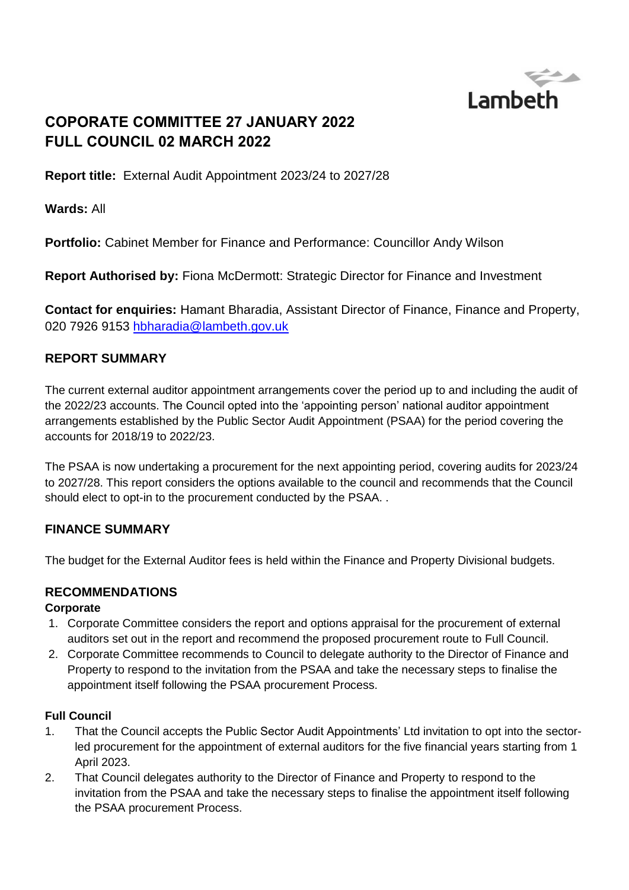Lambeth

# COPORATE COMMITTEE 27 JANUARY 2022
# FULL COUNCIL 02 MARCH 2022

**Report title:** External Audit Appointment 2023/24 to 2027/28

**Wards:** All

**Portfolio:** Cabinet Member for Finance and Performance: Councillor Andy Wilson

**Report Authorised by:** Fiona McDermott: Strategic Director for Finance and Investment

**Contact for enquiries:** Hamant Bharadia, Assistant Director of Finance, Finance and Property, 020 7926 9153 hbharadia@lambeth.gov.uk

## REPORT SUMMARY

The current external auditor appointment arrangements cover the period up to and including the audit of the 2022/23 accounts. The Council opted into the 'appointing person' national auditor appointment arrangements established by the Public Sector Audit Appointment (PSAA) for the period covering the accounts for 2018/19 to 2022/23.

The PSAA is now undertaking a procurement for the next appointing period, covering audits for 2023/24 to 2027/28. This report considers the options available to the council and recommends that the Council should elect to opt-in to the procurement conducted by the PSAA. .

## FINANCE SUMMARY

The budget for the External Auditor fees is held within the Finance and Property Divisional budgets.

## RECOMMENDATIONS

**Corporate**

1. Corporate Committee considers the report and options appraisal for the procurement of external auditors set out in the report and recommend the proposed procurement route to Full Council.
2. Corporate Committee recommends to Council to delegate authority to the Director of Finance and Property to respond to the invitation from the PSAA and take the necessary steps to finalise the appointment itself following the PSAA procurement Process.

**Full Council**

1. That the Council accepts the Public Sector Audit Appointments' Ltd invitation to opt into the sector-led procurement for the appointment of external auditors for the five financial years starting from 1 April 2023.
2. That Council delegates authority to the Director of Finance and Property to respond to the invitation from the PSAA and take the necessary steps to finalise the appointment itself following the PSAA procurement Process.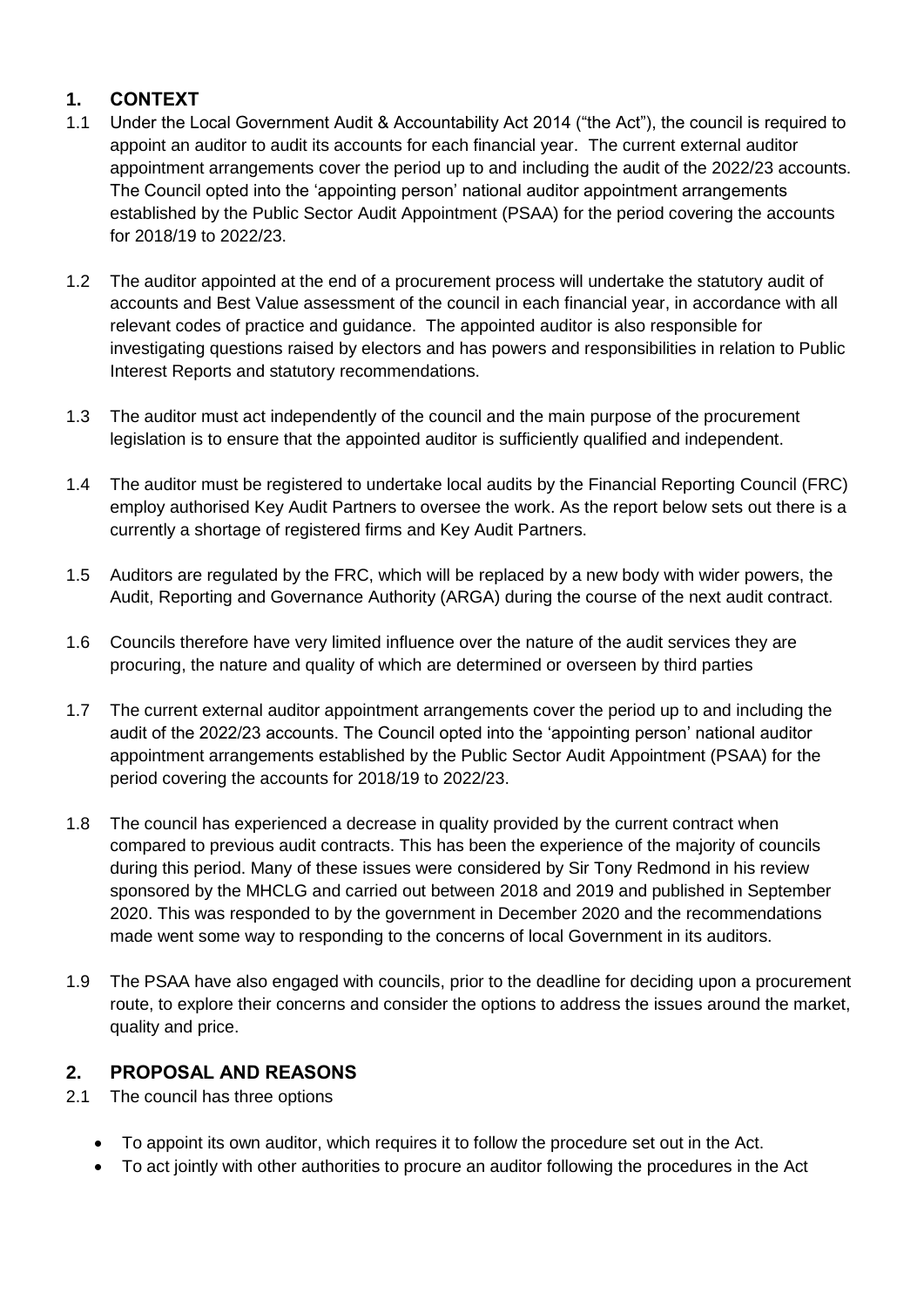## 1. CONTEXT

1.1 Under the Local Government Audit & Accountability Act 2014 ("the Act"), the council is required to appoint an auditor to audit its accounts for each financial year. The current external auditor appointment arrangements cover the period up to and including the audit of the 2022/23 accounts. The Council opted into the 'appointing person' national auditor appointment arrangements established by the Public Sector Audit Appointment (PSAA) for the period covering the accounts for 2018/19 to 2022/23.

1.2 The auditor appointed at the end of a procurement process will undertake the statutory audit of accounts and Best Value assessment of the council in each financial year, in accordance with all relevant codes of practice and guidance. The appointed auditor is also responsible for investigating questions raised by electors and has powers and responsibilities in relation to Public Interest Reports and statutory recommendations.

1.3 The auditor must act independently of the council and the main purpose of the procurement legislation is to ensure that the appointed auditor is sufficiently qualified and independent.

1.4 The auditor must be registered to undertake local audits by the Financial Reporting Council (FRC) employ authorised Key Audit Partners to oversee the work. As the report below sets out there is a currently a shortage of registered firms and Key Audit Partners.

1.5 Auditors are regulated by the FRC, which will be replaced by a new body with wider powers, the Audit, Reporting and Governance Authority (ARGA) during the course of the next audit contract.

1.6 Councils therefore have very limited influence over the nature of the audit services they are procuring, the nature and quality of which are determined or overseen by third parties

1.7 The current external auditor appointment arrangements cover the period up to and including the audit of the 2022/23 accounts. The Council opted into the 'appointing person' national auditor appointment arrangements established by the Public Sector Audit Appointment (PSAA) for the period covering the accounts for 2018/19 to 2022/23.

1.8 The council has experienced a decrease in quality provided by the current contract when compared to previous audit contracts. This has been the experience of the majority of councils during this period. Many of these issues were considered by Sir Tony Redmond in his review sponsored by the MHCLG and carried out between 2018 and 2019 and published in September 2020. This was responded to by the government in December 2020 and the recommendations made went some way to responding to the concerns of local Government in its auditors.

1.9 The PSAA have also engaged with councils, prior to the deadline for deciding upon a procurement route, to explore their concerns and consider the options to address the issues around the market, quality and price.

## 2. PROPOSAL AND REASONS

2.1 The council has three options

- To appoint its own auditor, which requires it to follow the procedure set out in the Act.
- To act jointly with other authorities to procure an auditor following the procedures in the Act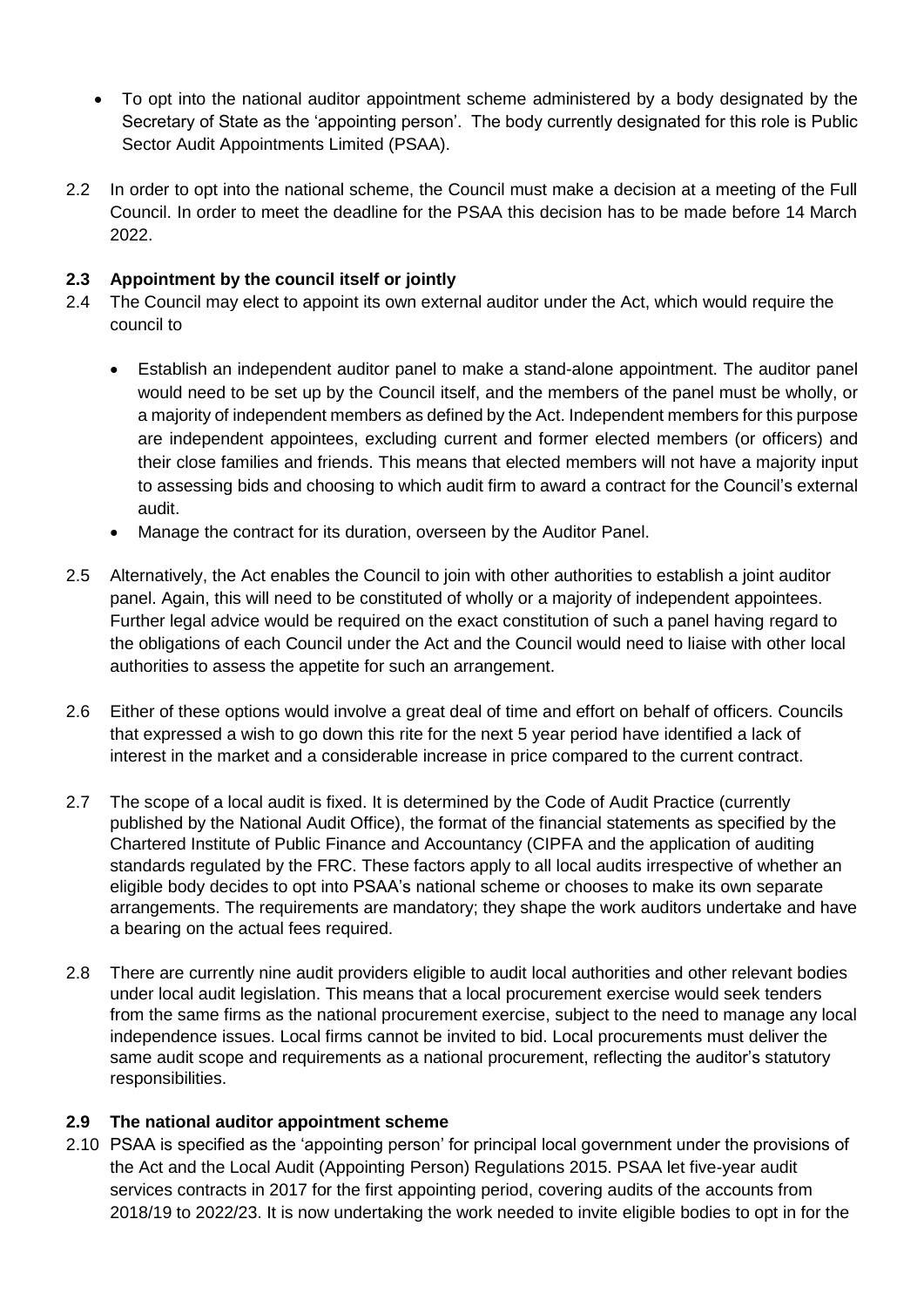- To opt into the national auditor appointment scheme administered by a body designated by the Secretary of State as the 'appointing person'. The body currently designated for this role is Public Sector Audit Appointments Limited (PSAA).

2.2 In order to opt into the national scheme, the Council must make a decision at a meeting of the Full Council. In order to meet the deadline for the PSAA this decision has to be made before 14 March 2022.

**2.3 Appointment by the council itself or jointly**

2.4 The Council may elect to appoint its own external auditor under the Act, which would require the council to

- Establish an independent auditor panel to make a stand-alone appointment. The auditor panel would need to be set up by the Council itself, and the members of the panel must be wholly, or a majority of independent members as defined by the Act. Independent members for this purpose are independent appointees, excluding current and former elected members (or officers) and their close families and friends. This means that elected members will not have a majority input to assessing bids and choosing to which audit firm to award a contract for the Council's external audit.
- Manage the contract for its duration, overseen by the Auditor Panel.

2.5 Alternatively, the Act enables the Council to join with other authorities to establish a joint auditor panel. Again, this will need to be constituted of wholly or a majority of independent appointees. Further legal advice would be required on the exact constitution of such a panel having regard to the obligations of each Council under the Act and the Council would need to liaise with other local authorities to assess the appetite for such an arrangement.

2.6 Either of these options would involve a great deal of time and effort on behalf of officers. Councils that expressed a wish to go down this rite for the next 5 year period have identified a lack of interest in the market and a considerable increase in price compared to the current contract.

2.7 The scope of a local audit is fixed. It is determined by the Code of Audit Practice (currently published by the National Audit Office), the format of the financial statements as specified by the Chartered Institute of Public Finance and Accountancy (CIPFA and the application of auditing standards regulated by the FRC. These factors apply to all local audits irrespective of whether an eligible body decides to opt into PSAA's national scheme or chooses to make its own separate arrangements. The requirements are mandatory; they shape the work auditors undertake and have a bearing on the actual fees required.

2.8 There are currently nine audit providers eligible to audit local authorities and other relevant bodies under local audit legislation. This means that a local procurement exercise would seek tenders from the same firms as the national procurement exercise, subject to the need to manage any local independence issues. Local firms cannot be invited to bid. Local procurements must deliver the same audit scope and requirements as a national procurement, reflecting the auditor's statutory responsibilities.

**2.9 The national auditor appointment scheme**

2.10 PSAA is specified as the 'appointing person' for principal local government under the provisions of the Act and the Local Audit (Appointing Person) Regulations 2015. PSAA let five-year audit services contracts in 2017 for the first appointing period, covering audits of the accounts from 2018/19 to 2022/23. It is now undertaking the work needed to invite eligible bodies to opt in for the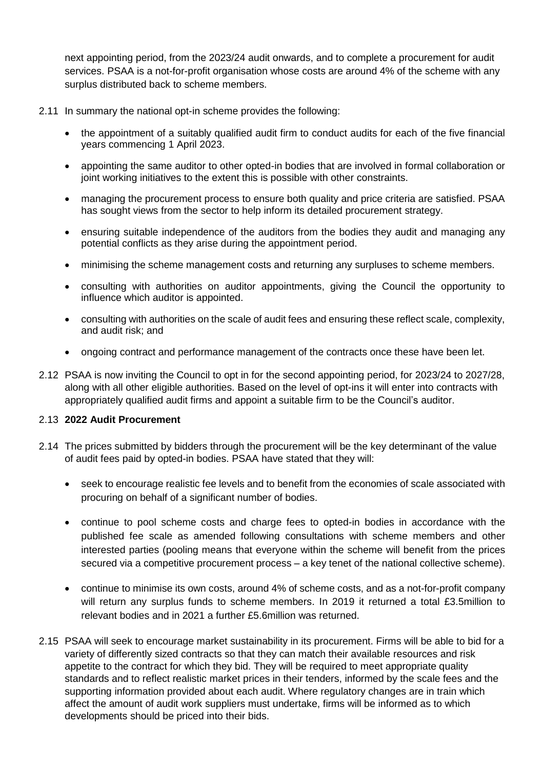next appointing period, from the 2023/24 audit onwards, and to complete a procurement for audit services. PSAA is a not-for-profit organisation whose costs are around 4% of the scheme with any surplus distributed back to scheme members.

2.11 In summary the national opt-in scheme provides the following:

- the appointment of a suitably qualified audit firm to conduct audits for each of the five financial years commencing 1 April 2023.
- appointing the same auditor to other opted-in bodies that are involved in formal collaboration or joint working initiatives to the extent this is possible with other constraints.
- managing the procurement process to ensure both quality and price criteria are satisfied. PSAA has sought views from the sector to help inform its detailed procurement strategy.
- ensuring suitable independence of the auditors from the bodies they audit and managing any potential conflicts as they arise during the appointment period.
- minimising the scheme management costs and returning any surpluses to scheme members.
- consulting with authorities on auditor appointments, giving the Council the opportunity to influence which auditor is appointed.
- consulting with authorities on the scale of audit fees and ensuring these reflect scale, complexity, and audit risk; and
- ongoing contract and performance management of the contracts once these have been let.

2.12 PSAA is now inviting the Council to opt in for the second appointing period, for 2023/24 to 2027/28, along with all other eligible authorities. Based on the level of opt-ins it will enter into contracts with appropriately qualified audit firms and appoint a suitable firm to be the Council's auditor.

2.13 **2022 Audit Procurement**

2.14 The prices submitted by bidders through the procurement will be the key determinant of the value of audit fees paid by opted-in bodies. PSAA have stated that they will:

- seek to encourage realistic fee levels and to benefit from the economies of scale associated with procuring on behalf of a significant number of bodies.
- continue to pool scheme costs and charge fees to opted-in bodies in accordance with the published fee scale as amended following consultations with scheme members and other interested parties (pooling means that everyone within the scheme will benefit from the prices secured via a competitive procurement process – a key tenet of the national collective scheme).
- continue to minimise its own costs, around 4% of scheme costs, and as a not-for-profit company will return any surplus funds to scheme members. In 2019 it returned a total £3.5million to relevant bodies and in 2021 a further £5.6million was returned.

2.15 PSAA will seek to encourage market sustainability in its procurement. Firms will be able to bid for a variety of differently sized contracts so that they can match their available resources and risk appetite to the contract for which they bid. They will be required to meet appropriate quality standards and to reflect realistic market prices in their tenders, informed by the scale fees and the supporting information provided about each audit. Where regulatory changes are in train which affect the amount of audit work suppliers must undertake, firms will be informed as to which developments should be priced into their bids.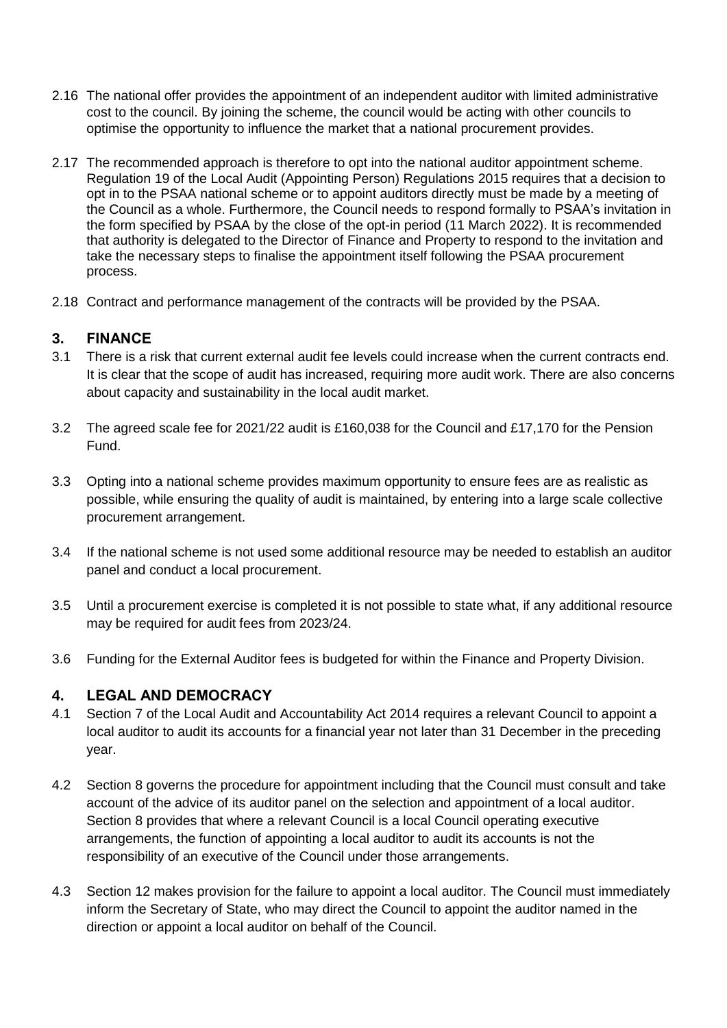2.16 The national offer provides the appointment of an independent auditor with limited administrative cost to the council. By joining the scheme, the council would be acting with other councils to optimise the opportunity to influence the market that a national procurement provides.

2.17 The recommended approach is therefore to opt into the national auditor appointment scheme. Regulation 19 of the Local Audit (Appointing Person) Regulations 2015 requires that a decision to opt in to the PSAA national scheme or to appoint auditors directly must be made by a meeting of the Council as a whole. Furthermore, the Council needs to respond formally to PSAA's invitation in the form specified by PSAA by the close of the opt-in period (11 March 2022). It is recommended that authority is delegated to the Director of Finance and Property to respond to the invitation and take the necessary steps to finalise the appointment itself following the PSAA procurement process.

2.18 Contract and performance management of the contracts will be provided by the PSAA.

## 3. FINANCE

3.1 There is a risk that current external audit fee levels could increase when the current contracts end. It is clear that the scope of audit has increased, requiring more audit work. There are also concerns about capacity and sustainability in the local audit market.

3.2 The agreed scale fee for 2021/22 audit is £160,038 for the Council and £17,170 for the Pension Fund.

3.3 Opting into a national scheme provides maximum opportunity to ensure fees are as realistic as possible, while ensuring the quality of audit is maintained, by entering into a large scale collective procurement arrangement.

3.4 If the national scheme is not used some additional resource may be needed to establish an auditor panel and conduct a local procurement.

3.5 Until a procurement exercise is completed it is not possible to state what, if any additional resource may be required for audit fees from 2023/24.

3.6 Funding for the External Auditor fees is budgeted for within the Finance and Property Division.

## 4. LEGAL AND DEMOCRACY

4.1 Section 7 of the Local Audit and Accountability Act 2014 requires a relevant Council to appoint a local auditor to audit its accounts for a financial year not later than 31 December in the preceding year.

4.2 Section 8 governs the procedure for appointment including that the Council must consult and take account of the advice of its auditor panel on the selection and appointment of a local auditor. Section 8 provides that where a relevant Council is a local Council operating executive arrangements, the function of appointing a local auditor to audit its accounts is not the responsibility of an executive of the Council under those arrangements.

4.3 Section 12 makes provision for the failure to appoint a local auditor. The Council must immediately inform the Secretary of State, who may direct the Council to appoint the auditor named in the direction or appoint a local auditor on behalf of the Council.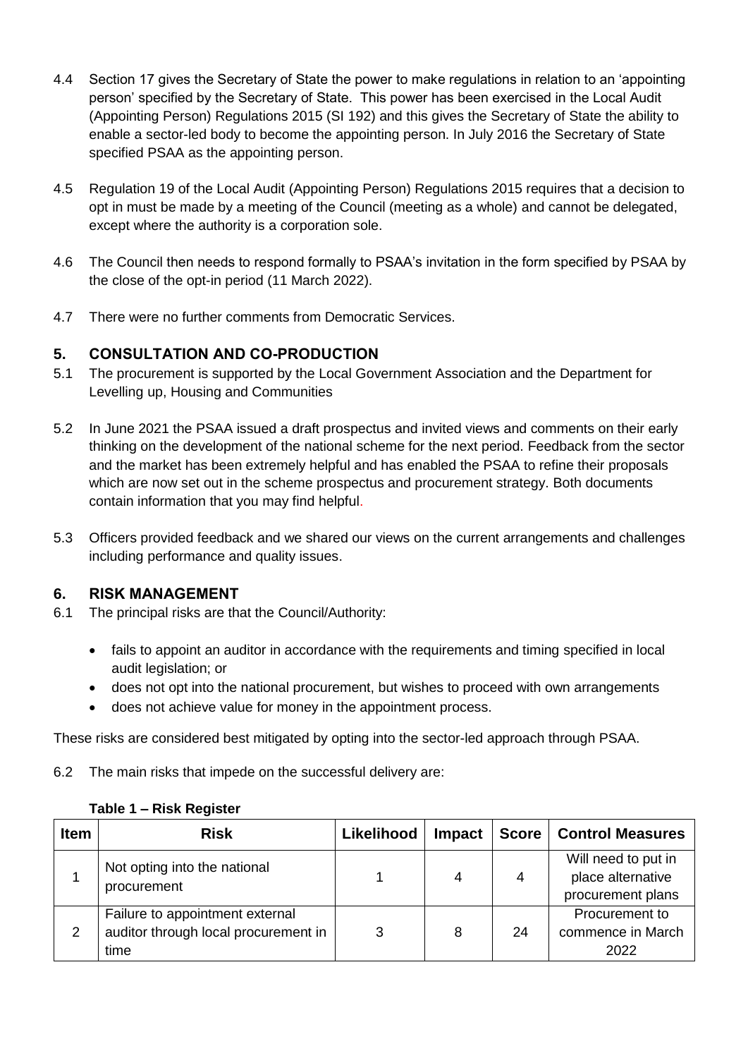4.4 Section 17 gives the Secretary of State the power to make regulations in relation to an 'appointing person' specified by the Secretary of State. This power has been exercised in the Local Audit (Appointing Person) Regulations 2015 (SI 192) and this gives the Secretary of State the ability to enable a sector-led body to become the appointing person. In July 2016 the Secretary of State specified PSAA as the appointing person.

4.5 Regulation 19 of the Local Audit (Appointing Person) Regulations 2015 requires that a decision to opt in must be made by a meeting of the Council (meeting as a whole) and cannot be delegated, except where the authority is a corporation sole.

4.6 The Council then needs to respond formally to PSAA's invitation in the form specified by PSAA by the close of the opt-in period (11 March 2022).

4.7 There were no further comments from Democratic Services.

## 5. CONSULTATION AND CO-PRODUCTION

5.1 The procurement is supported by the Local Government Association and the Department for Levelling up, Housing and Communities

5.2 In June 2021 the PSAA issued a draft prospectus and invited views and comments on their early thinking on the development of the national scheme for the next period. Feedback from the sector and the market has been extremely helpful and has enabled the PSAA to refine their proposals which are now set out in the scheme prospectus and procurement strategy. Both documents contain information that you may find helpful.

5.3 Officers provided feedback and we shared our views on the current arrangements and challenges including performance and quality issues.

## 6. RISK MANAGEMENT

6.1 The principal risks are that the Council/Authority:

- fails to appoint an auditor in accordance with the requirements and timing specified in local audit legislation; or
- does not opt into the national procurement, but wishes to proceed with own arrangements
- does not achieve value for money in the appointment process.

These risks are considered best mitigated by opting into the sector-led approach through PSAA.

6.2 The main risks that impede on the successful delivery are:

**Table 1 – Risk Register**

| Item | Risk | Likelihood | Impact | Score | Control Measures |
|---|---|---|---|---|---|
| 1 | Not opting into the national procurement | 1 | 4 | 4 | Will need to put in place alternative procurement plans |
| 2 | Failure to appointment external auditor through local procurement in time | 3 | 8 | 24 | Procurement to commence in March 2022 |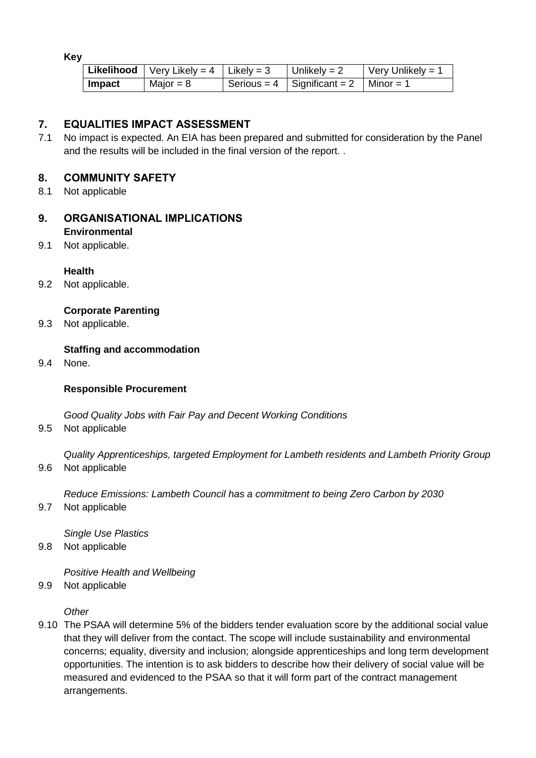**Key**

| **Likelihood** | Very Likely = 4 | Likely = 3 | Unlikely = 2 | Very Unlikely = 1 |
|---|---|---|---|---|
| **Impact** | Major = 8 | Serious = 4 | Significant = 2 | Minor = 1 |

## 7. EQUALITIES IMPACT ASSESSMENT

7.1 No impact is expected. An EIA has been prepared and submitted for consideration by the Panel and the results will be included in the final version of the report. .

## 8. COMMUNITY SAFETY

8.1 Not applicable

## 9. ORGANISATIONAL IMPLICATIONS

**Environmental**

9.1 Not applicable.

**Health**

9.2 Not applicable.

**Corporate Parenting**

9.3 Not applicable.

**Staffing and accommodation**

9.4 None.

**Responsible Procurement**

*Good Quality Jobs with Fair Pay and Decent Working Conditions*

9.5 Not applicable

*Quality Apprenticeships, targeted Employment for Lambeth residents and Lambeth Priority Group*

9.6 Not applicable

*Reduce Emissions: Lambeth Council has a commitment to being Zero Carbon by 2030*

9.7 Not applicable

*Single Use Plastics*

9.8 Not applicable

*Positive Health and Wellbeing*

9.9 Not applicable

*Other*

9.10 The PSAA will determine 5% of the bidders tender evaluation score by the additional social value that they will deliver from the contact. The scope will include sustainability and environmental concerns; equality, diversity and inclusion; alongside apprenticeships and long term development opportunities. The intention is to ask bidders to describe how their delivery of social value will be measured and evidenced to the PSAA so that it will form part of the contract management arrangements.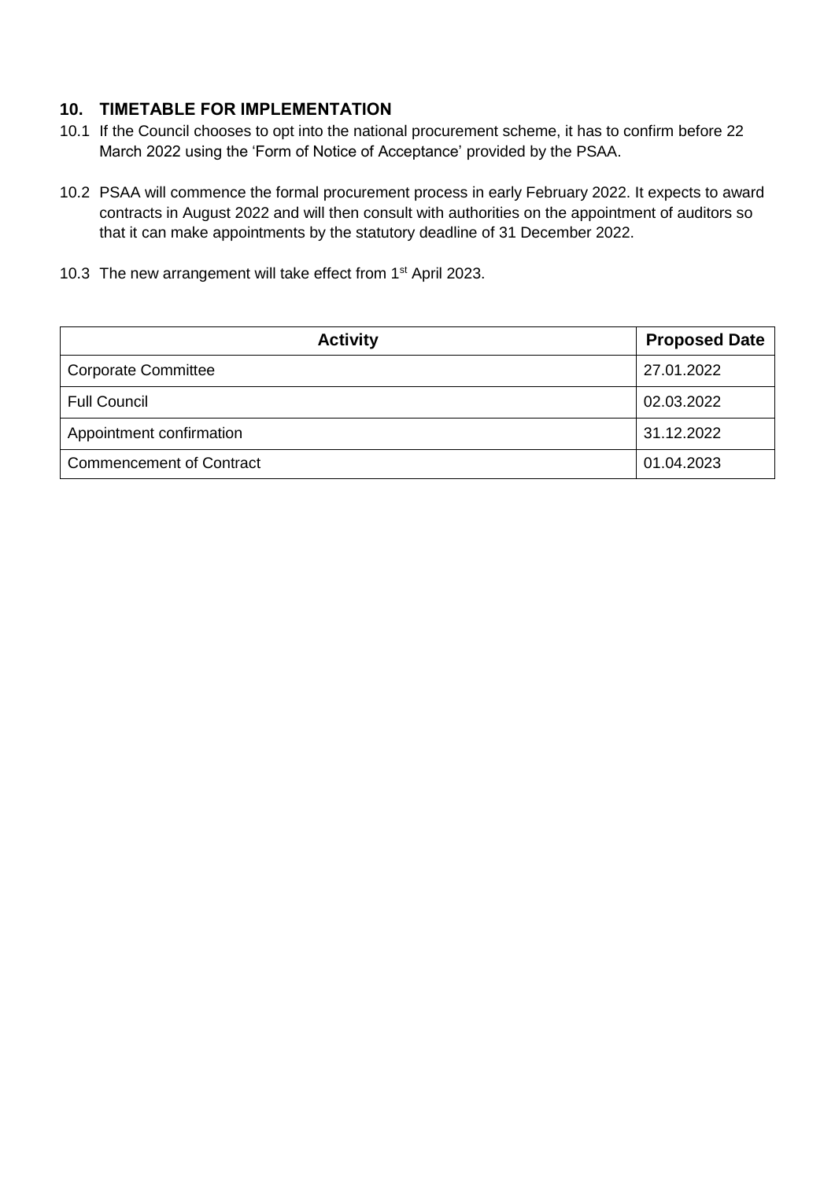## 10. TIMETABLE FOR IMPLEMENTATION

10.1 If the Council chooses to opt into the national procurement scheme, it has to confirm before 22 March 2022 using the 'Form of Notice of Acceptance' provided by the PSAA.

10.2 PSAA will commence the formal procurement process in early February 2022. It expects to award contracts in August 2022 and will then consult with authorities on the appointment of auditors so that it can make appointments by the statutory deadline of 31 December 2022.

10.3 The new arrangement will take effect from 1st April 2023.

| Activity | Proposed Date |
|---|---|
| Corporate Committee | 27.01.2022 |
| Full Council | 02.03.2022 |
| Appointment confirmation | 31.12.2022 |
| Commencement of Contract | 01.04.2023 |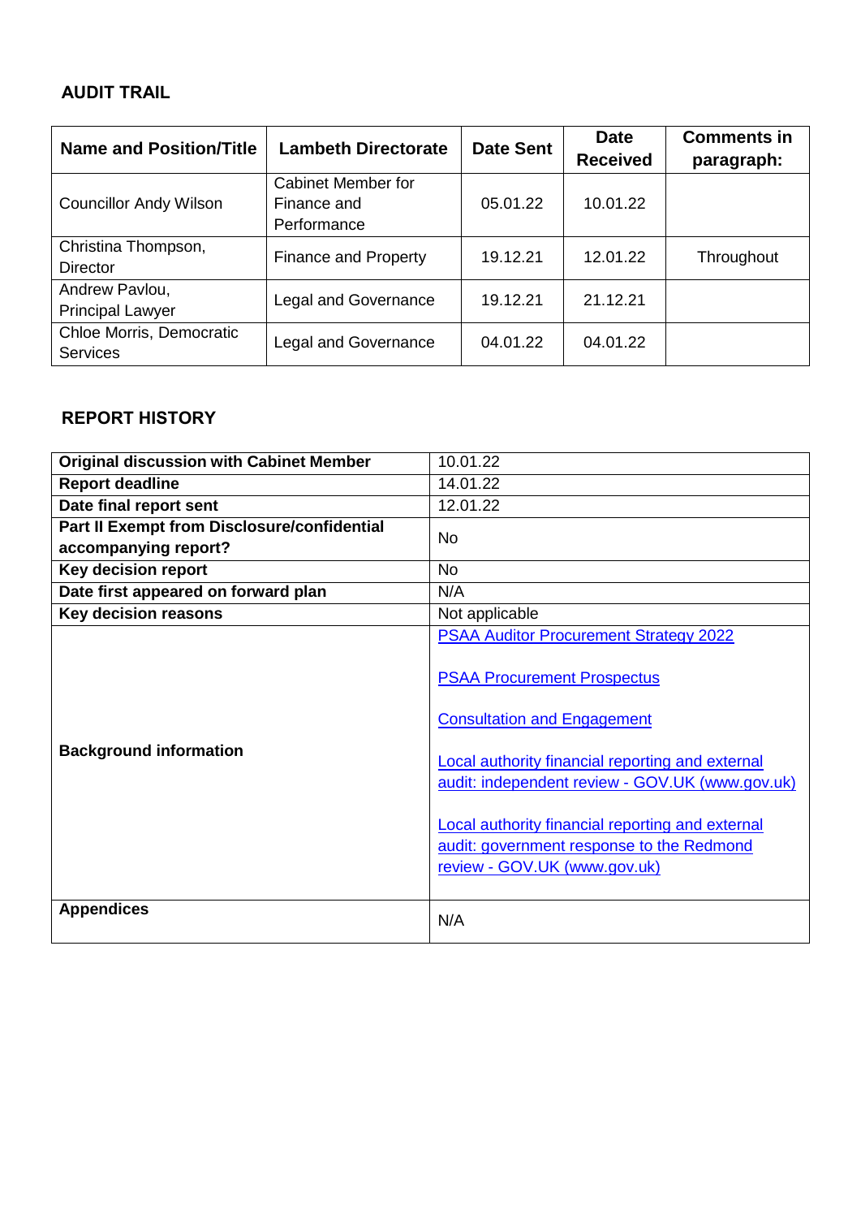## AUDIT TRAIL

| Name and Position/Title | Lambeth Directorate | Date Sent | Date Received | Comments in paragraph: |
|---|---|---|---|---|
| Councillor Andy Wilson | Cabinet Member for Finance and Performance | 05.01.22 | 10.01.22 | |
| Christina Thompson, Director | Finance and Property | 19.12.21 | 12.01.22 | Throughout |
| Andrew Pavlou, Principal Lawyer | Legal and Governance | 19.12.21 | 21.12.21 | |
| Chloe Morris, Democratic Services | Legal and Governance | 04.01.22 | 04.01.22 | |

## REPORT HISTORY

| | |
|---|---|
| **Original discussion with Cabinet Member** | 10.01.22 |
| **Report deadline** | 14.01.22 |
| **Date final report sent** | 12.01.22 |
| **Part II Exempt from Disclosure/confidential accompanying report?** | No |
| **Key decision report** | No |
| **Date first appeared on forward plan** | N/A |
| **Key decision reasons** | Not applicable |
| **Background information** | PSAA Auditor Procurement Strategy 2022<br><br>PSAA Procurement Prospectus<br><br>Consultation and Engagement<br><br>Local authority financial reporting and external audit: independent review - GOV.UK (www.gov.uk)<br><br>Local authority financial reporting and external audit: government response to the Redmond review - GOV.UK (www.gov.uk) |
| **Appendices** | N/A |